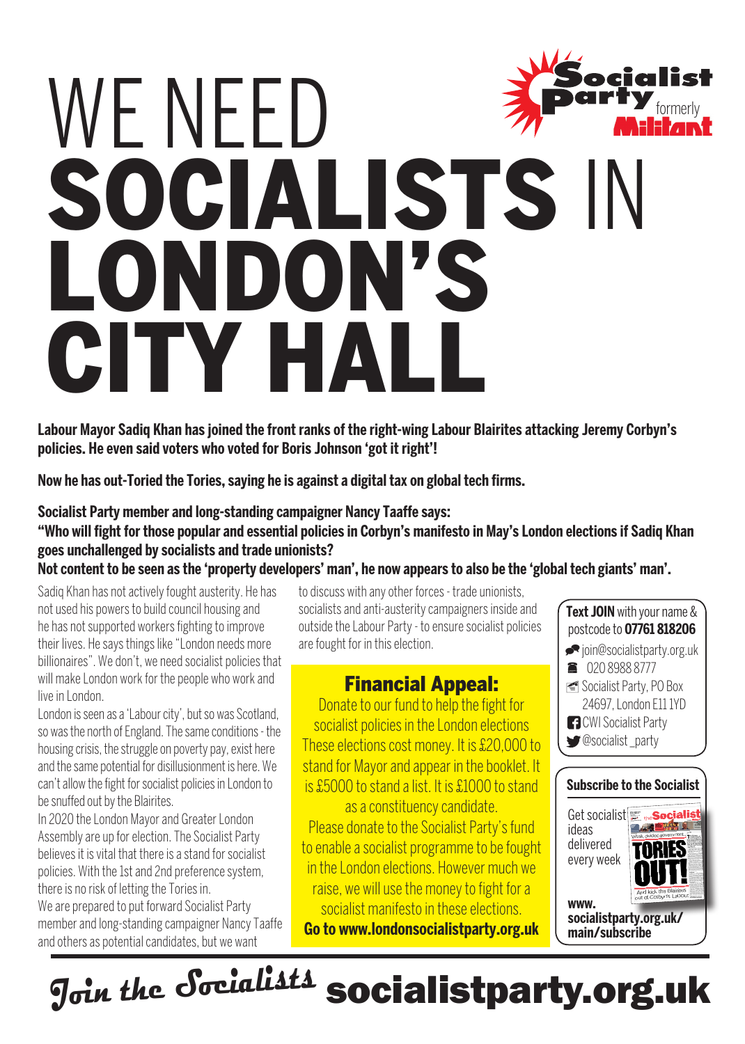Socialist Party formerly Militant

# WE NEED SOCIALISTS IN LONDON'S CITY HALL

**Labour Mayor Sadiq Khan has joined the front ranks of the right-wing Labour Blairites attacking Jeremy Corbyn's policies. He even said voters who voted for Boris Johnson 'got it right'!**

**Now he has out-Toried the Tories, saying he is against a digital tax on global tech firms.**

**Socialist Party member and long-standing campaigner Nancy Taaffe says:**
**"Who will fight for those popular and essential policies in Corbyn's manifesto in May's London elections if Sadiq Khan goes unchallenged by socialists and trade unionists?**
**Not content to be seen as the 'property developers' man', he now appears to also be the 'global tech giants' man'.**

Sadiq Khan has not actively fought austerity. He has not used his powers to build council housing and he has not supported workers fighting to improve their lives. He says things like "London needs more billionaires". We don't, we need socialist policies that will make London work for the people who work and live in London.

London is seen as a 'Labour city', but so was Scotland, so was the north of England. The same conditions - the housing crisis, the struggle on poverty pay, exist here and the same potential for disillusionment is here. We can't allow the fight for socialist policies in London to be snuffed out by the Blairites.

In 2020 the London Mayor and Greater London Assembly are up for election. The Socialist Party believes it is vital that there is a stand for socialist policies. With the 1st and 2nd preference system, there is no risk of letting the Tories in.

We are prepared to put forward Socialist Party member and long-standing campaigner Nancy Taaffe and others as potential candidates, but we want to discuss with any other forces - trade unionists, socialists and anti-austerity campaigners inside and outside the Labour Party - to ensure socialist policies are fought for in this election.

## Financial Appeal:

Donate to our fund to help the fight for socialist policies in the London elections These elections cost money. It is £20,000 to stand for Mayor and appear in the booklet. It is £5000 to stand a list. It is £1000 to stand as a constituency candidate.

Please donate to the Socialist Party's fund to enable a socialist programme to be fought in the London elections. However much we raise, we will use the money to fight for a socialist manifesto in these elections.

**Go to www.londonsocialistparty.org.uk**

**Text JOIN** with your name & postcode to **07761 818206**

join@socialistparty.org.uk
020 8988 8777
Socialist Party, PO Box 24697, London E11 1YD
CWI Socialist Party
@socialist_party

**Subscribe to the Socialist**

Get socialist ideas delivered every week

**www.socialistparty.org.uk/main/subscribe**

**Join the Socialists socialistparty.org.uk**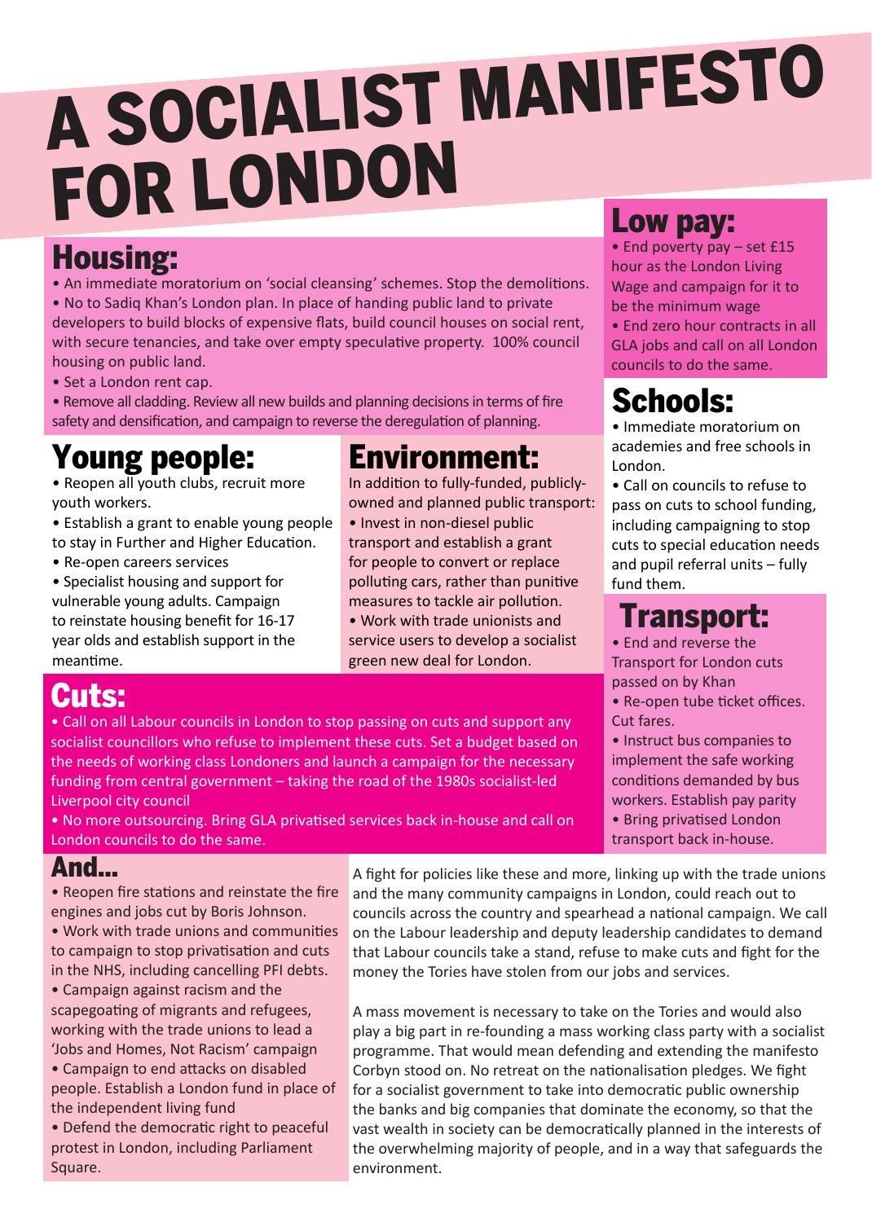# A SOCIALIST MANIFESTO FOR LONDON

## Housing:

- An immediate moratorium on 'social cleansing' schemes. Stop the demolitions.
- No to Sadiq Khan's London plan. In place of handing public land to private developers to build blocks of expensive flats, build council houses on social rent, with secure tenancies, and take over empty speculative property. 100% council housing on public land.
- Set a London rent cap.
- Remove all cladding. Review all new builds and planning decisions in terms of fire safety and densification, and campaign to reverse the deregulation of planning.

## Young people:

- Reopen all youth clubs, recruit more youth workers.
- Establish a grant to enable young people to stay in Further and Higher Education.
- Re-open careers services
- Specialist housing and support for vulnerable young adults. Campaign to reinstate housing benefit for 16-17 year olds and establish support in the meantime.

## Environment:

In addition to fully-funded, publicly-owned and planned public transport:

- Invest in non-diesel public transport and establish a grant for people to convert or replace polluting cars, rather than punitive measures to tackle air pollution.
- Work with trade unionists and service users to develop a socialist green new deal for London.

## Cuts:

- Call on all Labour councils in London to stop passing on cuts and support any socialist councillors who refuse to implement these cuts. Set a budget based on the needs of working class Londoners and launch a campaign for the necessary funding from central government – taking the road of the 1980s socialist-led Liverpool city council
- No more outsourcing. Bring GLA privatised services back in-house and call on London councils to do the same.

## Low pay:

- End poverty pay – set £15 hour as the London Living Wage and campaign for it to be the minimum wage
- End zero hour contracts in all GLA jobs and call on all London councils to do the same.

## Schools:

- Immediate moratorium on academies and free schools in London.
- Call on councils to refuse to pass on cuts to school funding, including campaigning to stop cuts to special education needs and pupil referral units – fully fund them.

## Transport:

- End and reverse the Transport for London cuts passed on by Khan
- Re-open tube ticket offices. Cut fares.
- Instruct bus companies to implement the safe working conditions demanded by bus workers. Establish pay parity
- Bring privatised London transport back in-house.

## And...

- Reopen fire stations and reinstate the fire engines and jobs cut by Boris Johnson.
- Work with trade unions and communities to campaign to stop privatisation and cuts in the NHS, including cancelling PFI debts.
- Campaign against racism and the scapegoating of migrants and refugees, working with the trade unions to lead a 'Jobs and Homes, Not Racism' campaign
- Campaign to end attacks on disabled people. Establish a London fund in place of the independent living fund
- Defend the democratic right to peaceful protest in London, including Parliament Square.

A fight for policies like these and more, linking up with the trade unions and the many community campaigns in London, could reach out to councils across the country and spearhead a national campaign. We call on the Labour leadership and deputy leadership candidates to demand that Labour councils take a stand, refuse to make cuts and fight for the money the Tories have stolen from our jobs and services.

A mass movement is necessary to take on the Tories and would also play a big part in re-founding a mass working class party with a socialist programme. That would mean defending and extending the manifesto Corbyn stood on. No retreat on the nationalisation pledges. We fight for a socialist government to take into democratic public ownership the banks and big companies that dominate the economy, so that the vast wealth in society can be democratically planned in the interests of the overwhelming majority of people, and in a way that safeguards the environment.